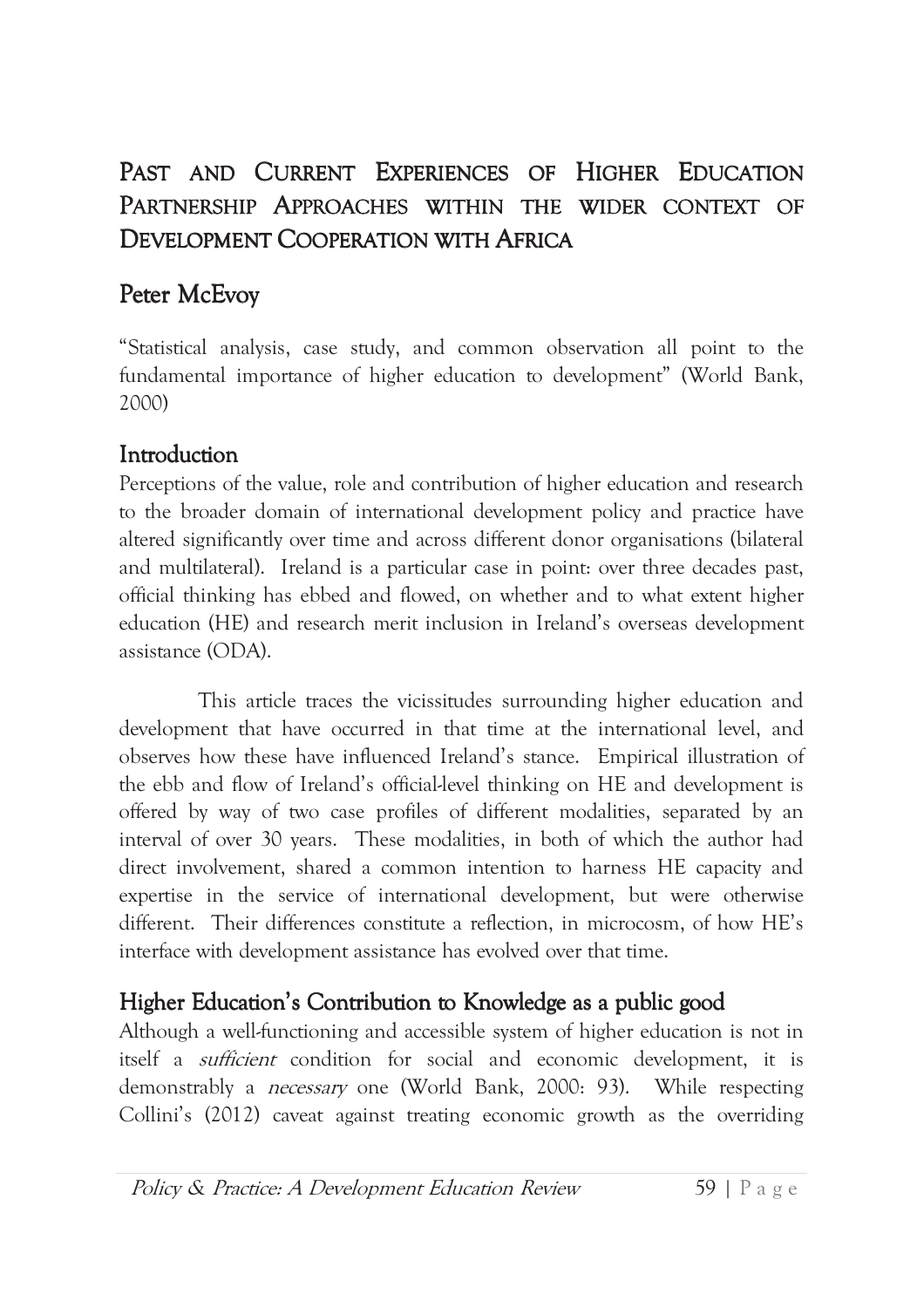# Past and Current Experiences of Higher Education Partnership Approaches within the wider context of Development Cooperation with Africa

## Peter McEvoy

"Statistical analysis, case study, and common observation all point to the fundamental importance of higher education to development" (World Bank, 2000)

## Introduction

Perceptions of the value, role and contribution of higher education and research to the broader domain of international development policy and practice have altered significantly over time and across different donor organisations (bilateral and multilateral). Ireland is a particular case in point: over three decades past, official thinking has ebbed and flowed, on whether and to what extent higher education (HE) and research merit inclusion in Ireland's overseas development assistance (ODA).

This article traces the vicissitudes surrounding higher education and development that have occurred in that time at the international level, and observes how these have influenced Ireland's stance. Empirical illustration of the ebb and flow of Ireland's official-level thinking on HE and development is offered by way of two case profiles of different modalities, separated by an interval of over 30 years. These modalities, in both of which the author had direct involvement, shared a common intention to harness HE capacity and expertise in the service of international development, but were otherwise different. Their differences constitute a reflection, in microcosm, of how HE's interface with development assistance has evolved over that time.

## Higher Education's Contribution to Knowledge as a public good

Although a well-functioning and accessible system of higher education is not in itself a *sufficient* condition for social and economic development, it is demonstrably a *necessary* one (World Bank, 2000: 93). While respecting Collini's (2012) caveat against treating economic growth as the overriding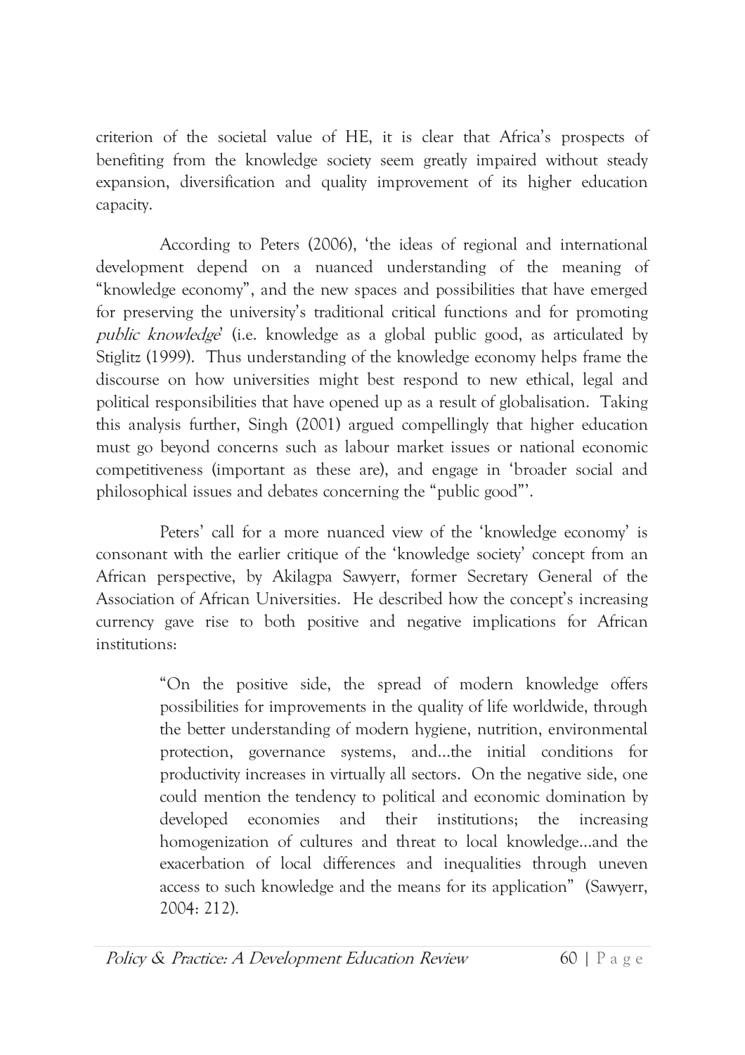criterion of the societal value of HE, it is clear that Africa's prospects of benefiting from the knowledge society seem greatly impaired without steady expansion, diversification and quality improvement of its higher education capacity.

According to Peters (2006), 'the ideas of regional and international development depend on a nuanced understanding of the meaning of "knowledge economy", and the new spaces and possibilities that have emerged for preserving the university's traditional critical functions and for promoting *public knowledge*' (i.e. knowledge as a global public good, as articulated by Stiglitz (1999). Thus understanding of the knowledge economy helps frame the discourse on how universities might best respond to new ethical, legal and political responsibilities that have opened up as a result of globalisation. Taking this analysis further, Singh (2001) argued compellingly that higher education must go beyond concerns such as labour market issues or national economic competitiveness (important as these are), and engage in 'broader social and philosophical issues and debates concerning the "public good"'.

Peters' call for a more nuanced view of the 'knowledge economy' is consonant with the earlier critique of the 'knowledge society' concept from an African perspective, by Akilagpa Sawyerr, former Secretary General of the Association of African Universities. He described how the concept's increasing currency gave rise to both positive and negative implications for African institutions:

> "On the positive side, the spread of modern knowledge offers possibilities for improvements in the quality of life worldwide, through the better understanding of modern hygiene, nutrition, environmental protection, governance systems, and…the initial conditions for productivity increases in virtually all sectors. On the negative side, one could mention the tendency to political and economic domination by developed economies and their institutions; the increasing homogenization of cultures and threat to local knowledge…and the exacerbation of local differences and inequalities through uneven access to such knowledge and the means for its application" (Sawyerr, 2004: 212).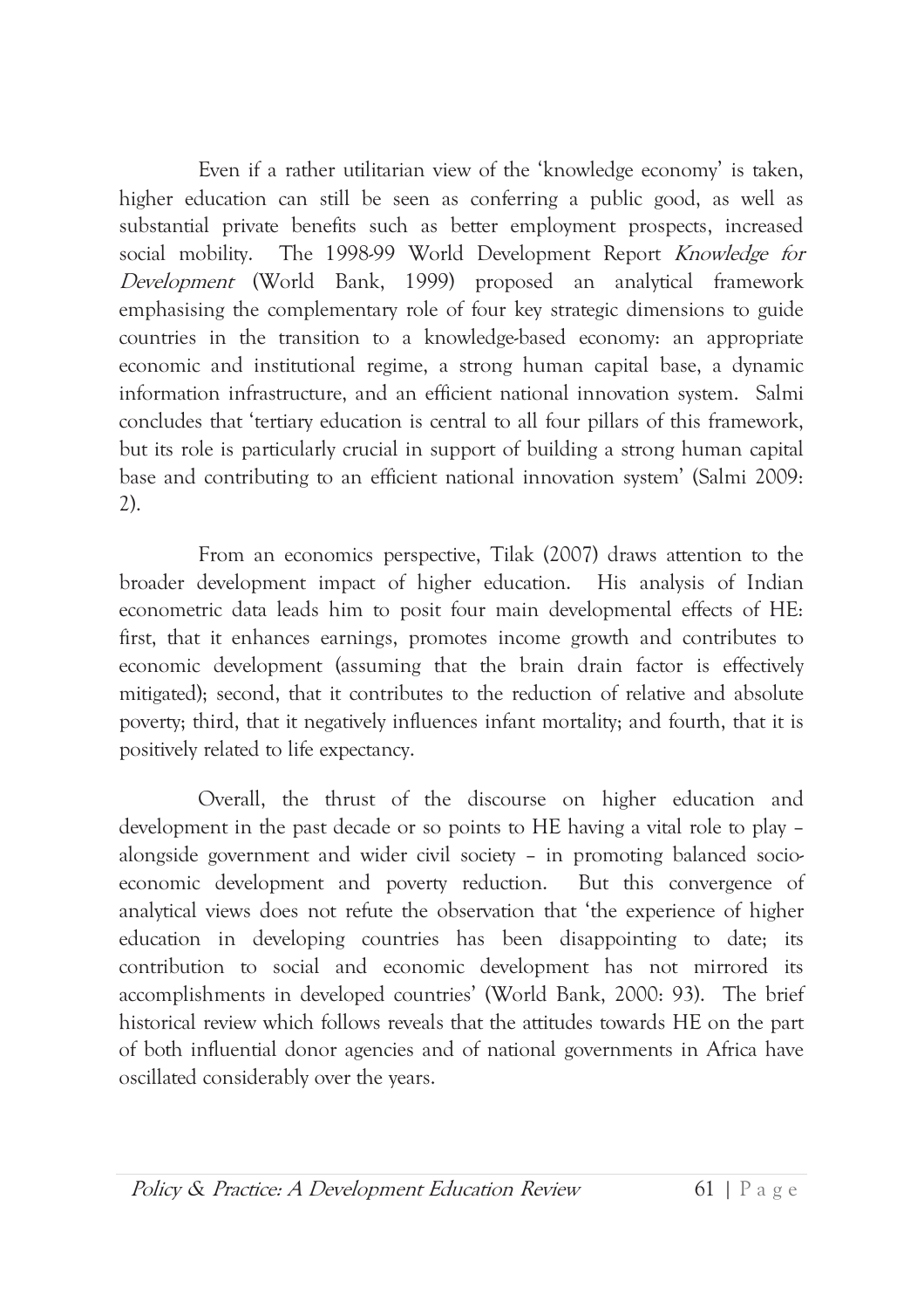Even if a rather utilitarian view of the 'knowledge economy' is taken, higher education can still be seen as conferring a public good, as well as substantial private benefits such as better employment prospects, increased social mobility. The 1998-99 World Development Report *Knowledge for Development* (World Bank, 1999) proposed an analytical framework emphasising the complementary role of four key strategic dimensions to guide countries in the transition to a knowledge-based economy: an appropriate economic and institutional regime, a strong human capital base, a dynamic information infrastructure, and an efficient national innovation system. Salmi concludes that 'tertiary education is central to all four pillars of this framework, but its role is particularly crucial in support of building a strong human capital base and contributing to an efficient national innovation system' (Salmi 2009: 2).

From an economics perspective, Tilak (2007) draws attention to the broader development impact of higher education. His analysis of Indian econometric data leads him to posit four main developmental effects of HE: first, that it enhances earnings, promotes income growth and contributes to economic development (assuming that the brain drain factor is effectively mitigated); second, that it contributes to the reduction of relative and absolute poverty; third, that it negatively influences infant mortality; and fourth, that it is positively related to life expectancy.

Overall, the thrust of the discourse on higher education and development in the past decade or so points to HE having a vital role to play – alongside government and wider civil society – in promoting balanced socio-economic development and poverty reduction. But this convergence of analytical views does not refute the observation that 'the experience of higher education in developing countries has been disappointing to date; its contribution to social and economic development has not mirrored its accomplishments in developed countries' (World Bank, 2000: 93). The brief historical review which follows reveals that the attitudes towards HE on the part of both influential donor agencies and of national governments in Africa have oscillated considerably over the years.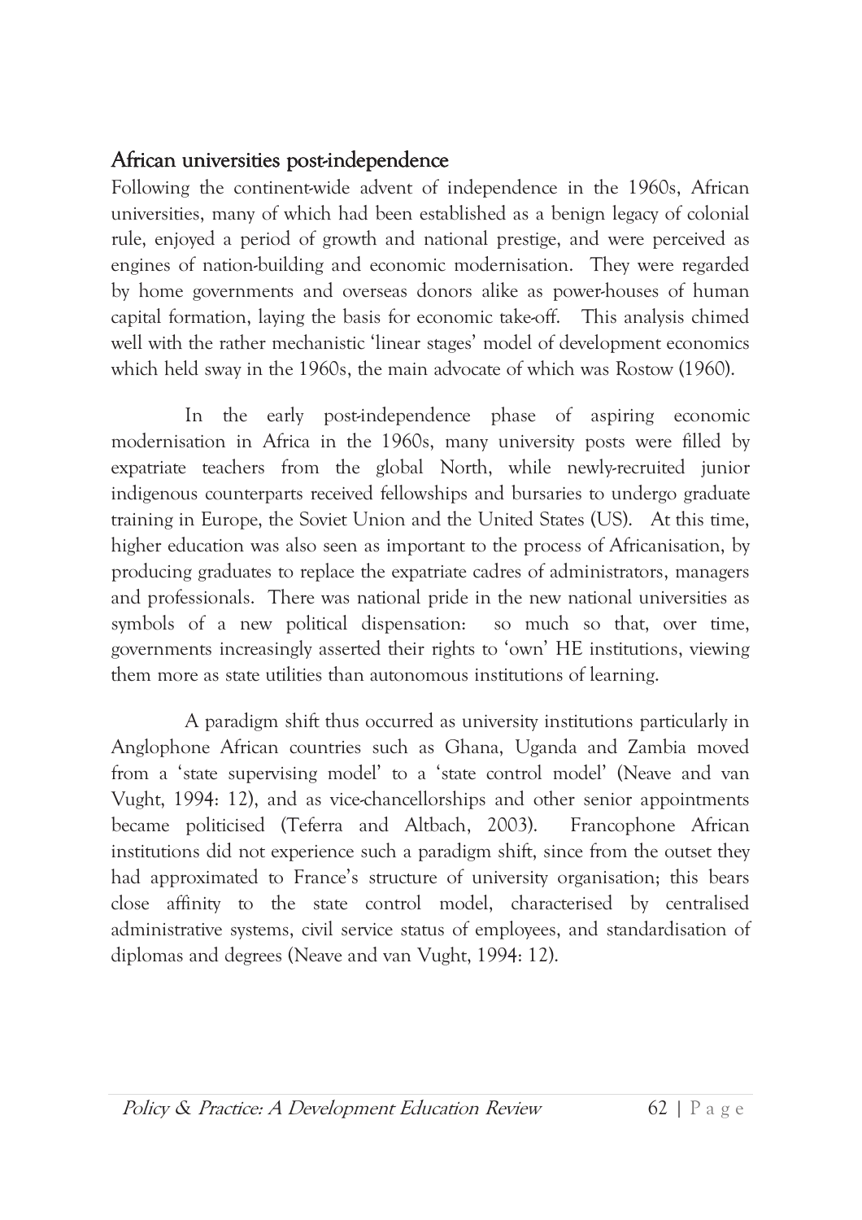## African universities post-independence

Following the continent-wide advent of independence in the 1960s, African universities, many of which had been established as a benign legacy of colonial rule, enjoyed a period of growth and national prestige, and were perceived as engines of nation-building and economic modernisation. They were regarded by home governments and overseas donors alike as power-houses of human capital formation, laying the basis for economic take-off. This analysis chimed well with the rather mechanistic 'linear stages' model of development economics which held sway in the 1960s, the main advocate of which was Rostow (1960).

In the early post-independence phase of aspiring economic modernisation in Africa in the 1960s, many university posts were filled by expatriate teachers from the global North, while newly-recruited junior indigenous counterparts received fellowships and bursaries to undergo graduate training in Europe, the Soviet Union and the United States (US). At this time, higher education was also seen as important to the process of Africanisation, by producing graduates to replace the expatriate cadres of administrators, managers and professionals. There was national pride in the new national universities as symbols of a new political dispensation: so much so that, over time, governments increasingly asserted their rights to 'own' HE institutions, viewing them more as state utilities than autonomous institutions of learning.

A paradigm shift thus occurred as university institutions particularly in Anglophone African countries such as Ghana, Uganda and Zambia moved from a 'state supervising model' to a 'state control model' (Neave and van Vught, 1994: 12), and as vice-chancellorships and other senior appointments became politicised (Teferra and Altbach, 2003). Francophone African institutions did not experience such a paradigm shift, since from the outset they had approximated to France's structure of university organisation; this bears close affinity to the state control model, characterised by centralised administrative systems, civil service status of employees, and standardisation of diplomas and degrees (Neave and van Vught, 1994: 12).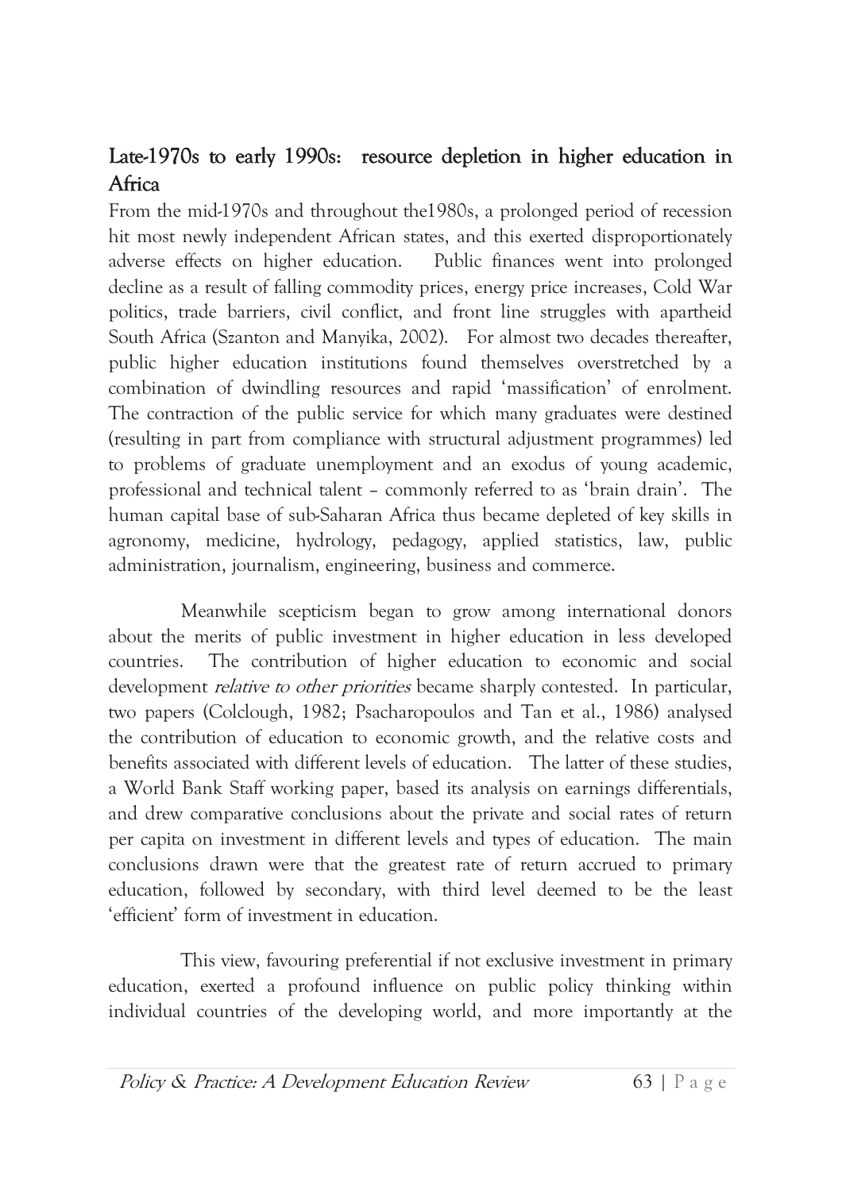## Late-1970s to early 1990s: resource depletion in higher education in Africa

From the mid-1970s and throughout the1980s, a prolonged period of recession hit most newly independent African states, and this exerted disproportionately adverse effects on higher education. Public finances went into prolonged decline as a result of falling commodity prices, energy price increases, Cold War politics, trade barriers, civil conflict, and front line struggles with apartheid South Africa (Szanton and Manyika, 2002). For almost two decades thereafter, public higher education institutions found themselves overstretched by a combination of dwindling resources and rapid 'massification' of enrolment. The contraction of the public service for which many graduates were destined (resulting in part from compliance with structural adjustment programmes) led to problems of graduate unemployment and an exodus of young academic, professional and technical talent – commonly referred to as 'brain drain'. The human capital base of sub-Saharan Africa thus became depleted of key skills in agronomy, medicine, hydrology, pedagogy, applied statistics, law, public administration, journalism, engineering, business and commerce.

Meanwhile scepticism began to grow among international donors about the merits of public investment in higher education in less developed countries. The contribution of higher education to economic and social development *relative to other priorities* became sharply contested. In particular, two papers (Colclough, 1982; Psacharopoulos and Tan et al., 1986) analysed the contribution of education to economic growth, and the relative costs and benefits associated with different levels of education. The latter of these studies, a World Bank Staff working paper, based its analysis on earnings differentials, and drew comparative conclusions about the private and social rates of return per capita on investment in different levels and types of education. The main conclusions drawn were that the greatest rate of return accrued to primary education, followed by secondary, with third level deemed to be the least 'efficient' form of investment in education.

This view, favouring preferential if not exclusive investment in primary education, exerted a profound influence on public policy thinking within individual countries of the developing world, and more importantly at the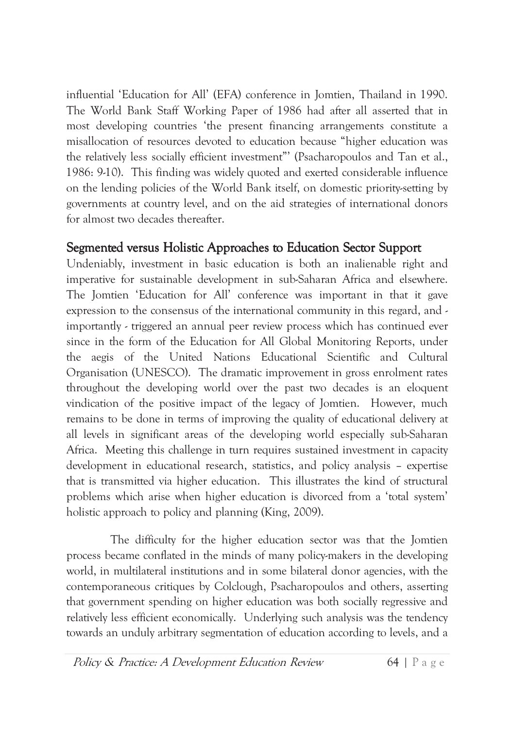influential 'Education for All' (EFA) conference in Jomtien, Thailand in 1990. The World Bank Staff Working Paper of 1986 had after all asserted that in most developing countries 'the present financing arrangements constitute a misallocation of resources devoted to education because "higher education was the relatively less socially efficient investment"' (Psacharopoulos and Tan et al., 1986: 9-10). This finding was widely quoted and exerted considerable influence on the lending policies of the World Bank itself, on domestic priority-setting by governments at country level, and on the aid strategies of international donors for almost two decades thereafter.

## Segmented versus Holistic Approaches to Education Sector Support

Undeniably, investment in basic education is both an inalienable right and imperative for sustainable development in sub-Saharan Africa and elsewhere. The Jomtien 'Education for All' conference was important in that it gave expression to the consensus of the international community in this regard, and - importantly - triggered an annual peer review process which has continued ever since in the form of the Education for All Global Monitoring Reports, under the aegis of the United Nations Educational Scientific and Cultural Organisation (UNESCO). The dramatic improvement in gross enrolment rates throughout the developing world over the past two decades is an eloquent vindication of the positive impact of the legacy of Jomtien. However, much remains to be done in terms of improving the quality of educational delivery at all levels in significant areas of the developing world especially sub-Saharan Africa. Meeting this challenge in turn requires sustained investment in capacity development in educational research, statistics, and policy analysis – expertise that is transmitted via higher education. This illustrates the kind of structural problems which arise when higher education is divorced from a 'total system' holistic approach to policy and planning (King, 2009).

The difficulty for the higher education sector was that the Jomtien process became conflated in the minds of many policy-makers in the developing world, in multilateral institutions and in some bilateral donor agencies, with the contemporaneous critiques by Colclough, Psacharopoulos and others, asserting that government spending on higher education was both socially regressive and relatively less efficient economically. Underlying such analysis was the tendency towards an unduly arbitrary segmentation of education according to levels, and a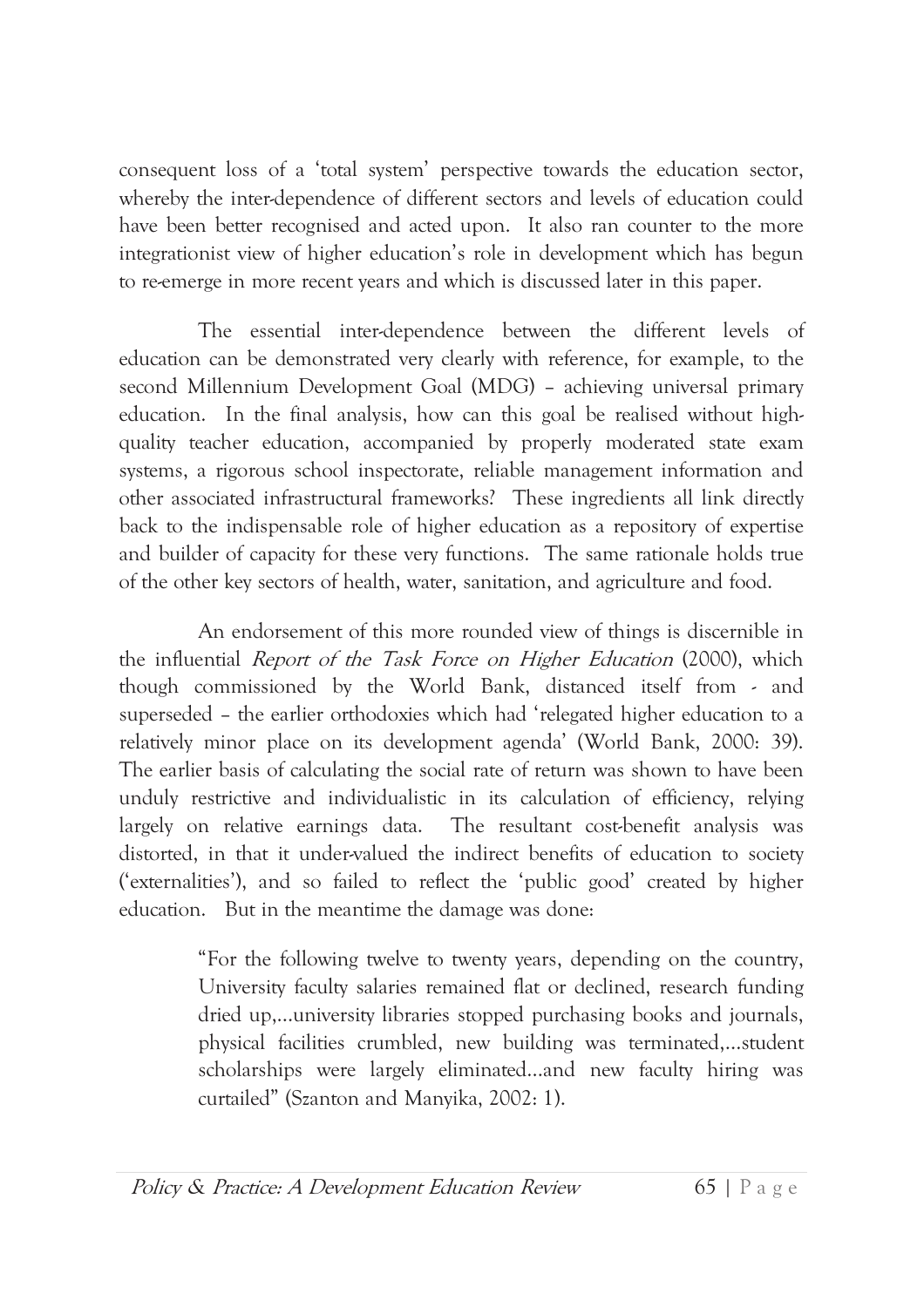consequent loss of a 'total system' perspective towards the education sector, whereby the inter-dependence of different sectors and levels of education could have been better recognised and acted upon. It also ran counter to the more integrationist view of higher education's role in development which has begun to re-emerge in more recent years and which is discussed later in this paper.

The essential inter-dependence between the different levels of education can be demonstrated very clearly with reference, for example, to the second Millennium Development Goal (MDG) – achieving universal primary education. In the final analysis, how can this goal be realised without high-quality teacher education, accompanied by properly moderated state exam systems, a rigorous school inspectorate, reliable management information and other associated infrastructural frameworks? These ingredients all link directly back to the indispensable role of higher education as a repository of expertise and builder of capacity for these very functions. The same rationale holds true of the other key sectors of health, water, sanitation, and agriculture and food.

An endorsement of this more rounded view of things is discernible in the influential *Report of the Task Force on Higher Education* (2000), which though commissioned by the World Bank, distanced itself from - and superseded – the earlier orthodoxies which had 'relegated higher education to a relatively minor place on its development agenda' (World Bank, 2000: 39). The earlier basis of calculating the social rate of return was shown to have been unduly restrictive and individualistic in its calculation of efficiency, relying largely on relative earnings data. The resultant cost-benefit analysis was distorted, in that it under-valued the indirect benefits of education to society ('externalities'), and so failed to reflect the 'public good' created by higher education. But in the meantime the damage was done:

> "For the following twelve to twenty years, depending on the country, University faculty salaries remained flat or declined, research funding dried up,…university libraries stopped purchasing books and journals, physical facilities crumbled, new building was terminated,…student scholarships were largely eliminated…and new faculty hiring was curtailed" (Szanton and Manyika, 2002: 1).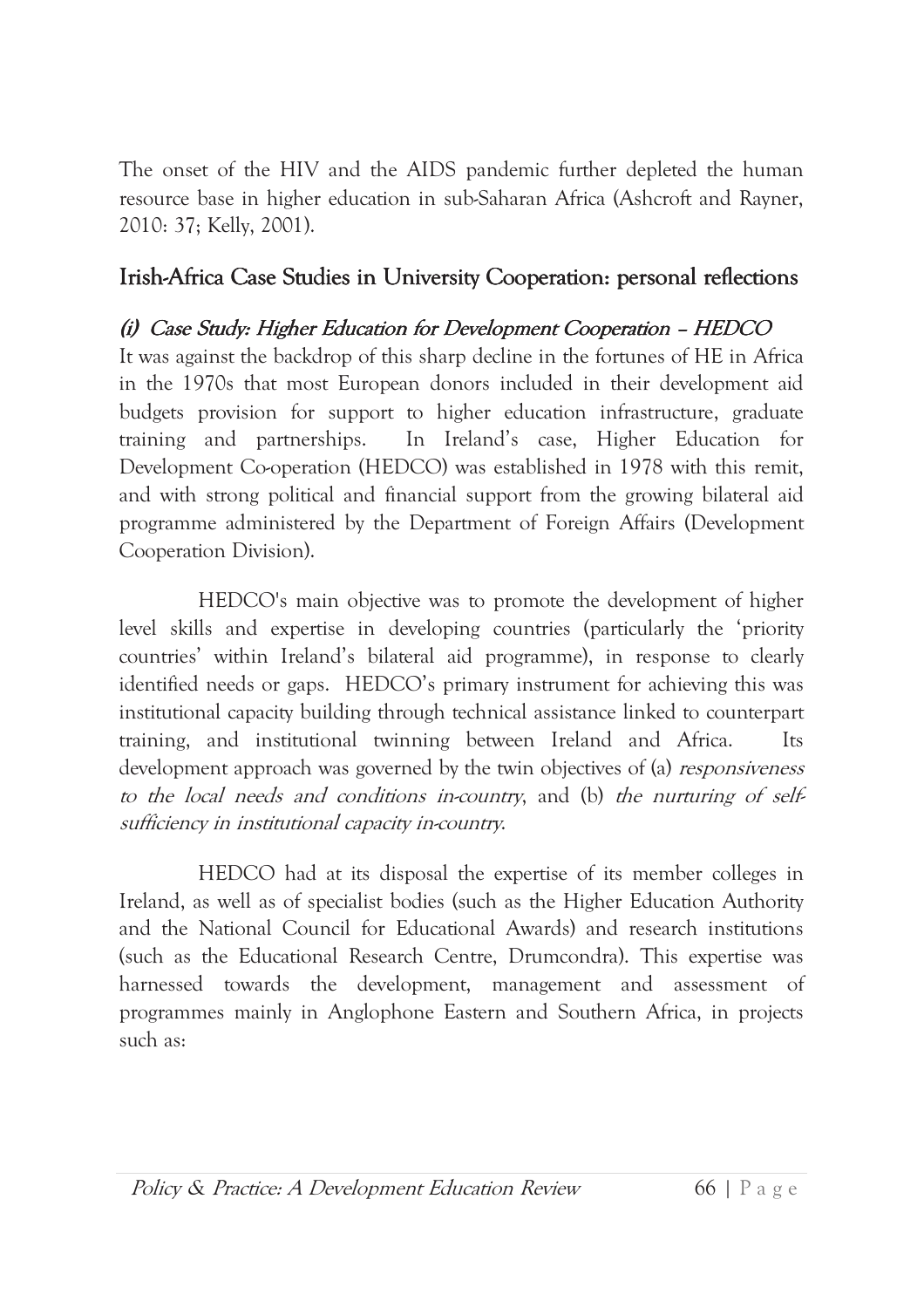The onset of the HIV and the AIDS pandemic further depleted the human resource base in higher education in sub-Saharan Africa (Ashcroft and Rayner, 2010: 37; Kelly, 2001).

## Irish-Africa Case Studies in University Cooperation: personal reflections

### *(i) Case Study: Higher Education for Development Cooperation – HEDCO*

It was against the backdrop of this sharp decline in the fortunes of HE in Africa in the 1970s that most European donors included in their development aid budgets provision for support to higher education infrastructure, graduate training and partnerships. In Ireland's case, Higher Education for Development Co-operation (HEDCO) was established in 1978 with this remit, and with strong political and financial support from the growing bilateral aid programme administered by the Department of Foreign Affairs (Development Cooperation Division).

HEDCO's main objective was to promote the development of higher level skills and expertise in developing countries (particularly the 'priority countries' within Ireland's bilateral aid programme), in response to clearly identified needs or gaps. HEDCO's primary instrument for achieving this was institutional capacity building through technical assistance linked to counterpart training, and institutional twinning between Ireland and Africa. Its development approach was governed by the twin objectives of (a) *responsiveness to the local needs and conditions in-country*, and (b) *the nurturing of self-sufficiency in institutional capacity in-country*.

HEDCO had at its disposal the expertise of its member colleges in Ireland, as well as of specialist bodies (such as the Higher Education Authority and the National Council for Educational Awards) and research institutions (such as the Educational Research Centre, Drumcondra). This expertise was harnessed towards the development, management and assessment of programmes mainly in Anglophone Eastern and Southern Africa, in projects such as: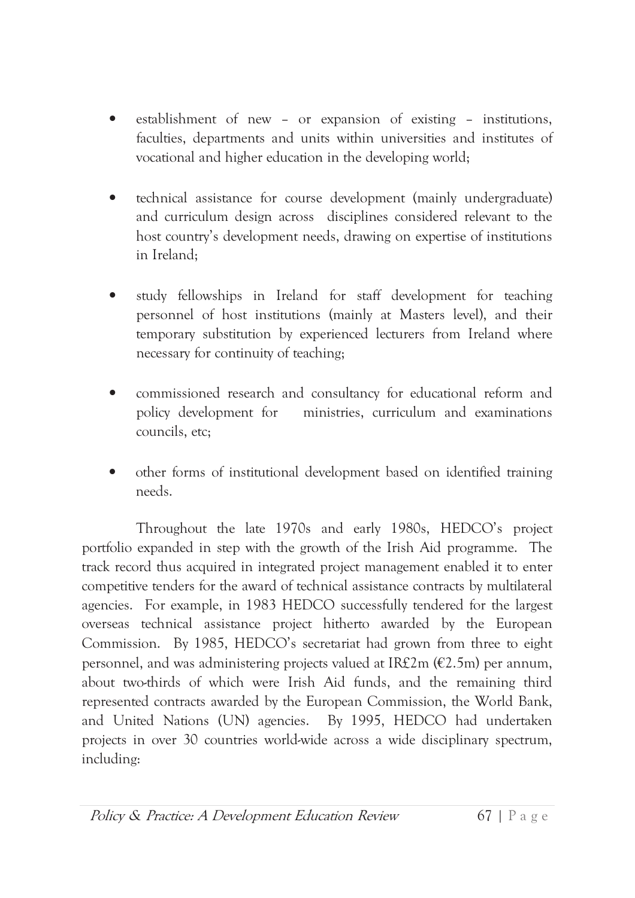- establishment of new – or expansion of existing – institutions, faculties, departments and units within universities and institutes of vocational and higher education in the developing world;

- technical assistance for course development (mainly undergraduate) and curriculum design across disciplines considered relevant to the host country's development needs, drawing on expertise of institutions in Ireland;

- study fellowships in Ireland for staff development for teaching personnel of host institutions (mainly at Masters level), and their temporary substitution by experienced lecturers from Ireland where necessary for continuity of teaching;

- commissioned research and consultancy for educational reform and policy development for ministries, curriculum and examinations councils, etc;

- other forms of institutional development based on identified training needs.

Throughout the late 1970s and early 1980s, HEDCO's project portfolio expanded in step with the growth of the Irish Aid programme. The track record thus acquired in integrated project management enabled it to enter competitive tenders for the award of technical assistance contracts by multilateral agencies. For example, in 1983 HEDCO successfully tendered for the largest overseas technical assistance project hitherto awarded by the European Commission. By 1985, HEDCO's secretariat had grown from three to eight personnel, and was administering projects valued at IR£2m (€2.5m) per annum, about two-thirds of which were Irish Aid funds, and the remaining third represented contracts awarded by the European Commission, the World Bank, and United Nations (UN) agencies. By 1995, HEDCO had undertaken projects in over 30 countries world-wide across a wide disciplinary spectrum, including: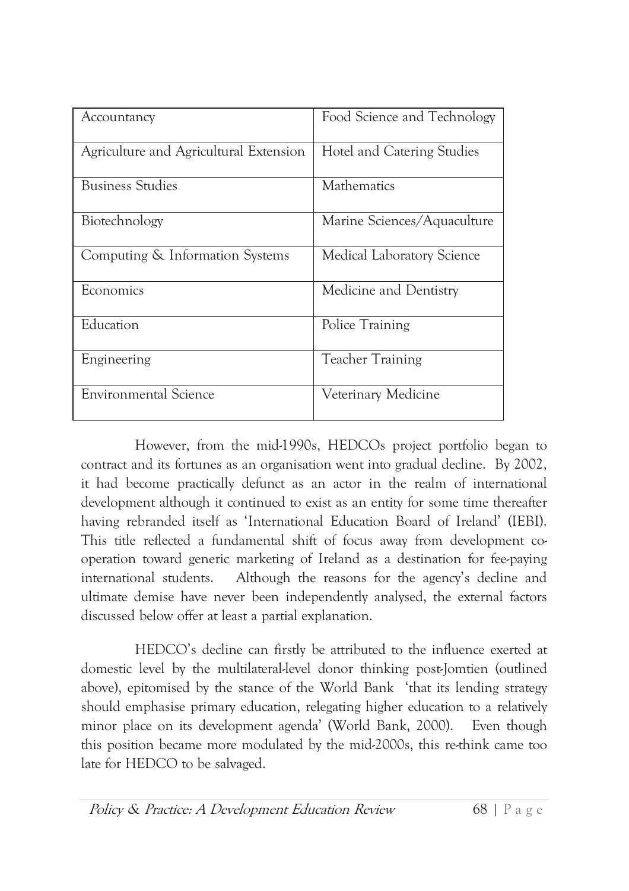| Accountancy | Food Science and Technology |
|---|---|
| Agriculture and Agricultural Extension | Hotel and Catering Studies |
| Business Studies | Mathematics |
| Biotechnology | Marine Sciences/Aquaculture |
| Computing & Information Systems | Medical Laboratory Science |
| Economics | Medicine and Dentistry |
| Education | Police Training |
| Engineering | Teacher Training |
| Environmental Science | Veterinary Medicine |

However, from the mid-1990s, HEDCOs project portfolio began to contract and its fortunes as an organisation went into gradual decline. By 2002, it had become practically defunct as an actor in the realm of international development although it continued to exist as an entity for some time thereafter having rebranded itself as 'International Education Board of Ireland' (IEBI). This title reflected a fundamental shift of focus away from development co-operation toward generic marketing of Ireland as a destination for fee-paying international students. Although the reasons for the agency's decline and ultimate demise have never been independently analysed, the external factors discussed below offer at least a partial explanation.

HEDCO's decline can firstly be attributed to the influence exerted at domestic level by the multilateral-level donor thinking post-Jomtien (outlined above), epitomised by the stance of the World Bank 'that its lending strategy should emphasise primary education, relegating higher education to a relatively minor place on its development agenda' (World Bank, 2000). Even though this position became more modulated by the mid-2000s, this re-think came too late for HEDCO to be salvaged.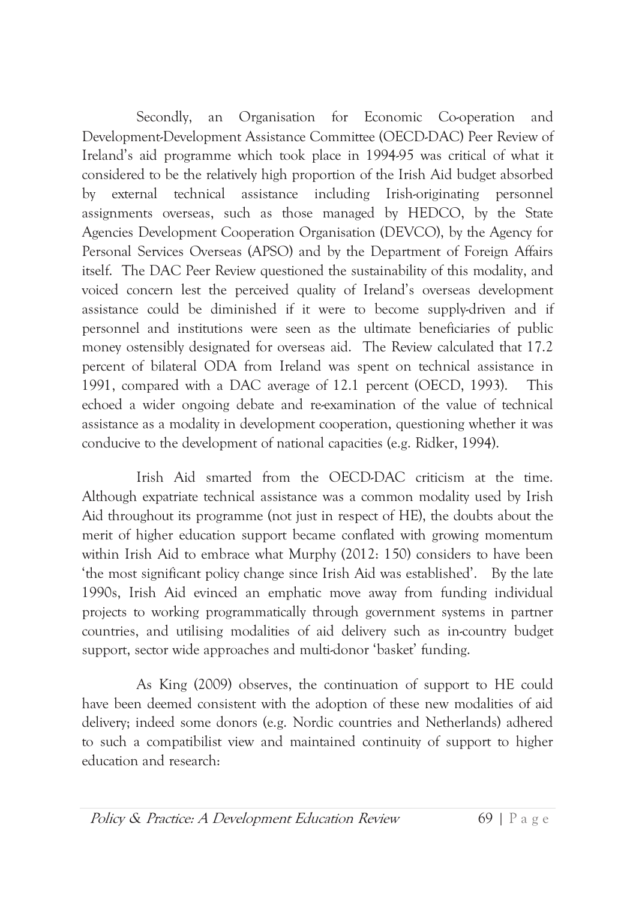Secondly, an Organisation for Economic Co-operation and Development-Development Assistance Committee (OECD-DAC) Peer Review of Ireland's aid programme which took place in 1994-95 was critical of what it considered to be the relatively high proportion of the Irish Aid budget absorbed by external technical assistance including Irish-originating personnel assignments overseas, such as those managed by HEDCO, by the State Agencies Development Cooperation Organisation (DEVCO), by the Agency for Personal Services Overseas (APSO) and by the Department of Foreign Affairs itself. The DAC Peer Review questioned the sustainability of this modality, and voiced concern lest the perceived quality of Ireland's overseas development assistance could be diminished if it were to become supply-driven and if personnel and institutions were seen as the ultimate beneficiaries of public money ostensibly designated for overseas aid. The Review calculated that 17.2 percent of bilateral ODA from Ireland was spent on technical assistance in 1991, compared with a DAC average of 12.1 percent (OECD, 1993). This echoed a wider ongoing debate and re-examination of the value of technical assistance as a modality in development cooperation, questioning whether it was conducive to the development of national capacities (e.g. Ridker, 1994).

Irish Aid smarted from the OECD-DAC criticism at the time. Although expatriate technical assistance was a common modality used by Irish Aid throughout its programme (not just in respect of HE), the doubts about the merit of higher education support became conflated with growing momentum within Irish Aid to embrace what Murphy (2012: 150) considers to have been 'the most significant policy change since Irish Aid was established'. By the late 1990s, Irish Aid evinced an emphatic move away from funding individual projects to working programmatically through government systems in partner countries, and utilising modalities of aid delivery such as in-country budget support, sector wide approaches and multi-donor 'basket' funding.

As King (2009) observes, the continuation of support to HE could have been deemed consistent with the adoption of these new modalities of aid delivery; indeed some donors (e.g. Nordic countries and Netherlands) adhered to such a compatibilist view and maintained continuity of support to higher education and research: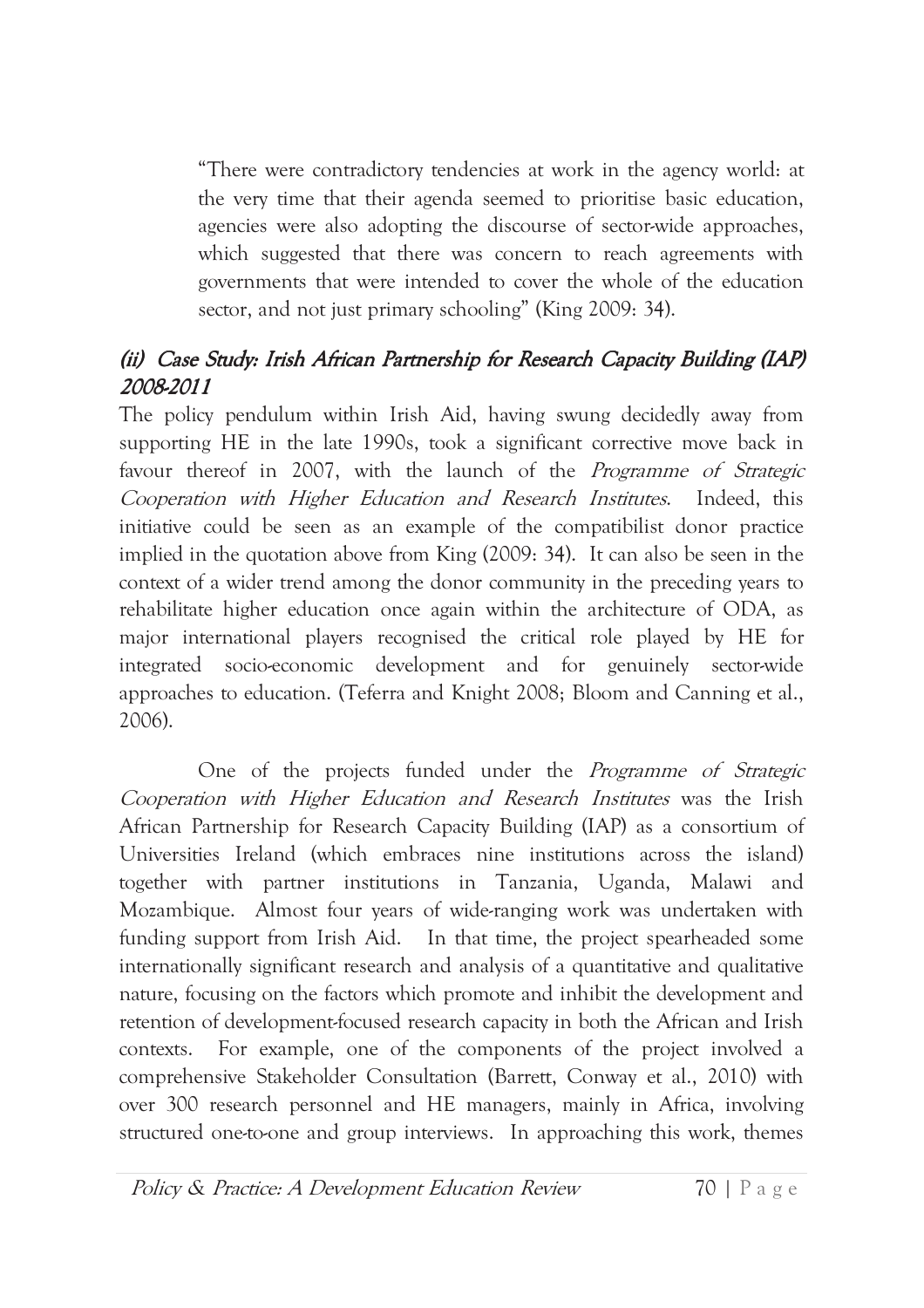> "There were contradictory tendencies at work in the agency world: at the very time that their agenda seemed to prioritise basic education, agencies were also adopting the discourse of sector-wide approaches, which suggested that there was concern to reach agreements with governments that were intended to cover the whole of the education sector, and not just primary schooling" (King 2009: 34).

### *(ii) Case Study: Irish African Partnership for Research Capacity Building (IAP) 2008-2011*

The policy pendulum within Irish Aid, having swung decidedly away from supporting HE in the late 1990s, took a significant corrective move back in favour thereof in 2007, with the launch of the *Programme of Strategic Cooperation with Higher Education and Research Institutes*. Indeed, this initiative could be seen as an example of the compatibilist donor practice implied in the quotation above from King (2009: 34). It can also be seen in the context of a wider trend among the donor community in the preceding years to rehabilitate higher education once again within the architecture of ODA, as major international players recognised the critical role played by HE for integrated socio-economic development and for genuinely sector-wide approaches to education. (Teferra and Knight 2008; Bloom and Canning et al., 2006).

One of the projects funded under the *Programme of Strategic Cooperation with Higher Education and Research Institutes* was the Irish African Partnership for Research Capacity Building (IAP) as a consortium of Universities Ireland (which embraces nine institutions across the island) together with partner institutions in Tanzania, Uganda, Malawi and Mozambique. Almost four years of wide-ranging work was undertaken with funding support from Irish Aid. In that time, the project spearheaded some internationally significant research and analysis of a quantitative and qualitative nature, focusing on the factors which promote and inhibit the development and retention of development-focused research capacity in both the African and Irish contexts. For example, one of the components of the project involved a comprehensive Stakeholder Consultation (Barrett, Conway et al., 2010) with over 300 research personnel and HE managers, mainly in Africa, involving structured one-to-one and group interviews. In approaching this work, themes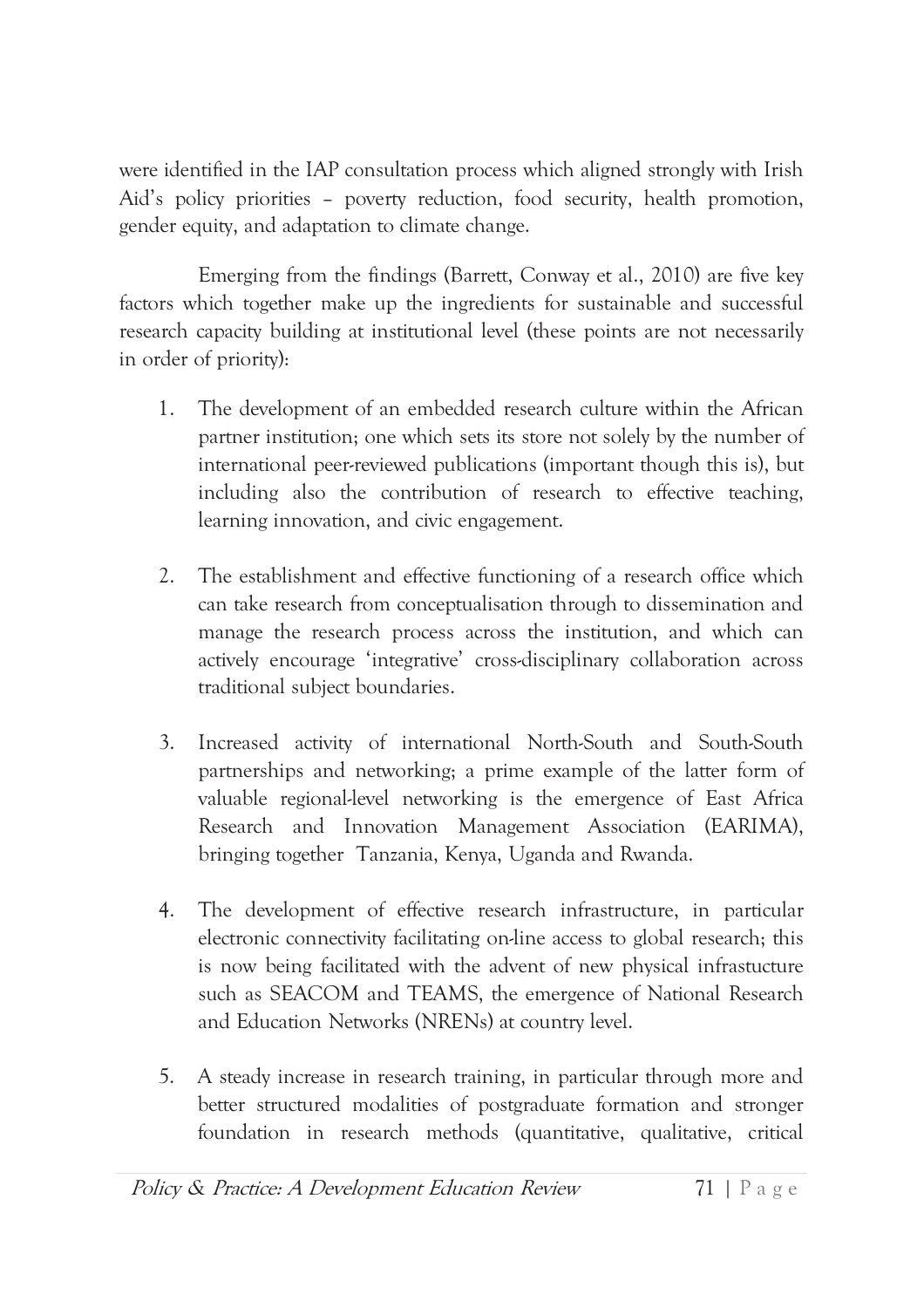were identified in the IAP consultation process which aligned strongly with Irish Aid's policy priorities – poverty reduction, food security, health promotion, gender equity, and adaptation to climate change.

Emerging from the findings (Barrett, Conway et al., 2010) are five key factors which together make up the ingredients for sustainable and successful research capacity building at institutional level (these points are not necessarily in order of priority):

1. The development of an embedded research culture within the African partner institution; one which sets its store not solely by the number of international peer-reviewed publications (important though this is), but including also the contribution of research to effective teaching, learning innovation, and civic engagement.

2. The establishment and effective functioning of a research office which can take research from conceptualisation through to dissemination and manage the research process across the institution, and which can actively encourage 'integrative' cross-disciplinary collaboration across traditional subject boundaries.

3. Increased activity of international North-South and South-South partnerships and networking; a prime example of the latter form of valuable regional-level networking is the emergence of East Africa Research and Innovation Management Association (EARIMA), bringing together Tanzania, Kenya, Uganda and Rwanda.

4. The development of effective research infrastructure, in particular electronic connectivity facilitating on-line access to global research; this is now being facilitated with the advent of new physical infrastucture such as SEACOM and TEAMS, the emergence of National Research and Education Networks (NRENs) at country level.

5. A steady increase in research training, in particular through more and better structured modalities of postgraduate formation and stronger foundation in research methods (quantitative, qualitative, critical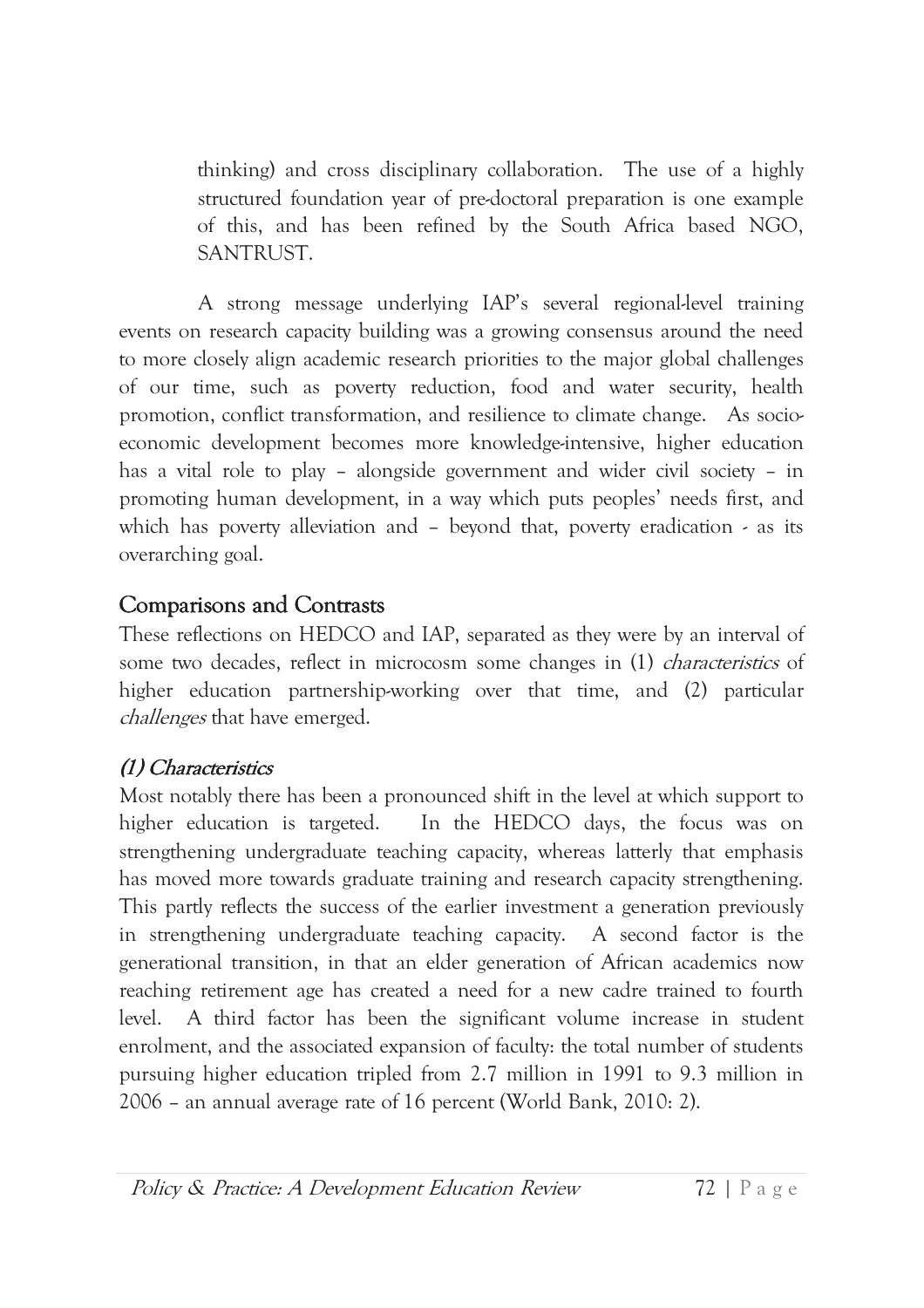thinking) and cross disciplinary collaboration. The use of a highly structured foundation year of pre-doctoral preparation is one example of this, and has been refined by the South Africa based NGO, SANTRUST.

A strong message underlying IAP's several regional-level training events on research capacity building was a growing consensus around the need to more closely align academic research priorities to the major global challenges of our time, such as poverty reduction, food and water security, health promotion, conflict transformation, and resilience to climate change. As socio-economic development becomes more knowledge-intensive, higher education has a vital role to play – alongside government and wider civil society – in promoting human development, in a way which puts peoples' needs first, and which has poverty alleviation and – beyond that, poverty eradication - as its overarching goal.

## Comparisons and Contrasts

These reflections on HEDCO and IAP, separated as they were by an interval of some two decades, reflect in microcosm some changes in (1) *characteristics* of higher education partnership-working over that time, and (2) particular *challenges* that have emerged.

### *(1) Characteristics*

Most notably there has been a pronounced shift in the level at which support to higher education is targeted. In the HEDCO days, the focus was on strengthening undergraduate teaching capacity, whereas latterly that emphasis has moved more towards graduate training and research capacity strengthening. This partly reflects the success of the earlier investment a generation previously in strengthening undergraduate teaching capacity. A second factor is the generational transition, in that an elder generation of African academics now reaching retirement age has created a need for a new cadre trained to fourth level. A third factor has been the significant volume increase in student enrolment, and the associated expansion of faculty: the total number of students pursuing higher education tripled from 2.7 million in 1991 to 9.3 million in 2006 – an annual average rate of 16 percent (World Bank, 2010: 2).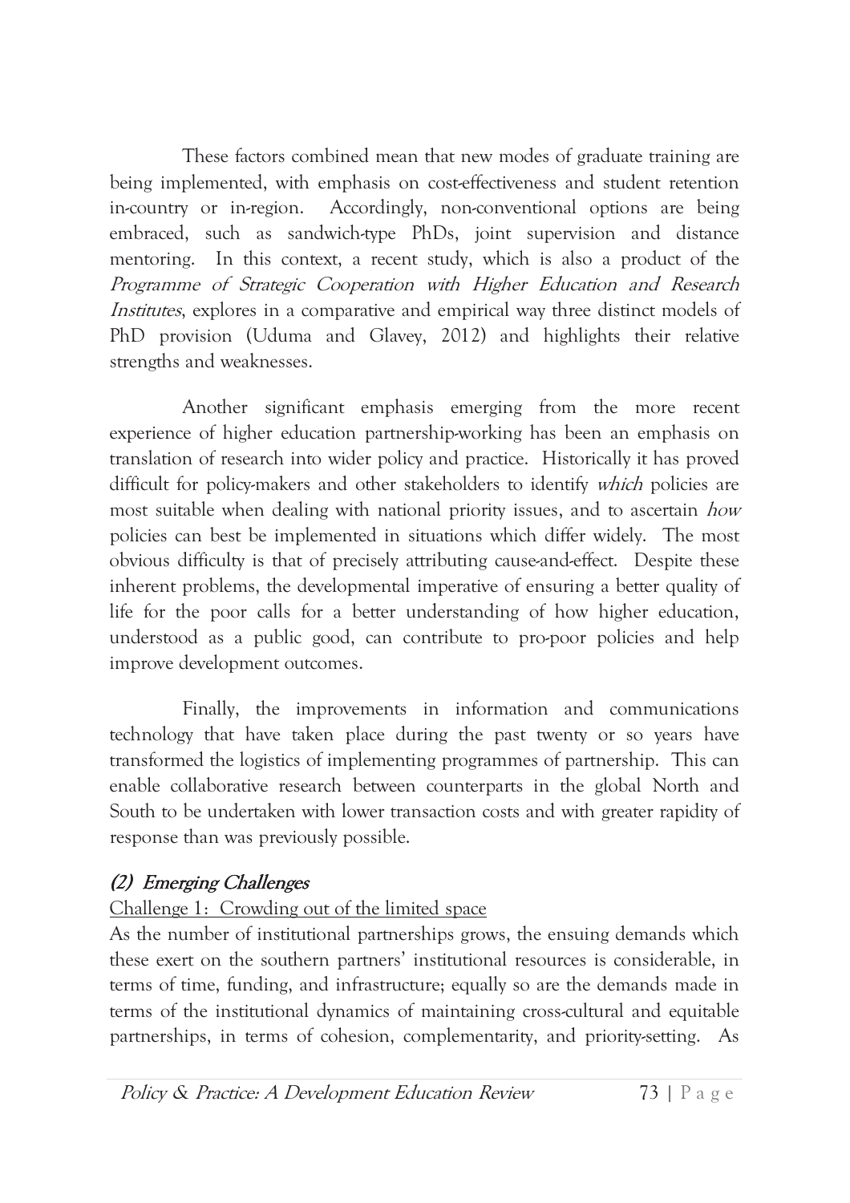These factors combined mean that new modes of graduate training are being implemented, with emphasis on cost-effectiveness and student retention in-country or in-region. Accordingly, non-conventional options are being embraced, such as sandwich-type PhDs, joint supervision and distance mentoring. In this context, a recent study, which is also a product of the *Programme of Strategic Cooperation with Higher Education and Research Institutes*, explores in a comparative and empirical way three distinct models of PhD provision (Uduma and Glavey, 2012) and highlights their relative strengths and weaknesses.

Another significant emphasis emerging from the more recent experience of higher education partnership-working has been an emphasis on translation of research into wider policy and practice. Historically it has proved difficult for policy-makers and other stakeholders to identify *which* policies are most suitable when dealing with national priority issues, and to ascertain *how* policies can best be implemented in situations which differ widely. The most obvious difficulty is that of precisely attributing cause-and-effect. Despite these inherent problems, the developmental imperative of ensuring a better quality of life for the poor calls for a better understanding of how higher education, understood as a public good, can contribute to pro-poor policies and help improve development outcomes.

Finally, the improvements in information and communications technology that have taken place during the past twenty or so years have transformed the logistics of implementing programmes of partnership. This can enable collaborative research between counterparts in the global North and South to be undertaken with lower transaction costs and with greater rapidity of response than was previously possible.

### *(2) Emerging Challenges*

Challenge 1: Crowding out of the limited space

As the number of institutional partnerships grows, the ensuing demands which these exert on the southern partners' institutional resources is considerable, in terms of time, funding, and infrastructure; equally so are the demands made in terms of the institutional dynamics of maintaining cross-cultural and equitable partnerships, in terms of cohesion, complementarity, and priority-setting. As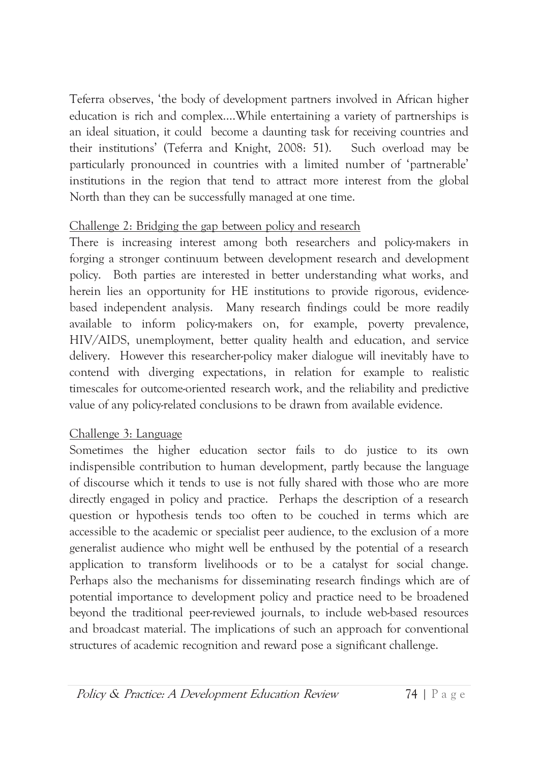Teferra observes, 'the body of development partners involved in African higher education is rich and complex….While entertaining a variety of partnerships is an ideal situation, it could become a daunting task for receiving countries and their institutions' (Teferra and Knight, 2008: 51). Such overload may be particularly pronounced in countries with a limited number of 'partnerable' institutions in the region that tend to attract more interest from the global North than they can be successfully managed at one time.

Challenge 2: Bridging the gap between policy and research

There is increasing interest among both researchers and policy-makers in forging a stronger continuum between development research and development policy. Both parties are interested in better understanding what works, and herein lies an opportunity for HE institutions to provide rigorous, evidence-based independent analysis. Many research findings could be more readily available to inform policy-makers on, for example, poverty prevalence, HIV/AIDS, unemployment, better quality health and education, and service delivery. However this researcher-policy maker dialogue will inevitably have to contend with diverging expectations, in relation for example to realistic timescales for outcome-oriented research work, and the reliability and predictive value of any policy-related conclusions to be drawn from available evidence.

Challenge 3: Language

Sometimes the higher education sector fails to do justice to its own indispensible contribution to human development, partly because the language of discourse which it tends to use is not fully shared with those who are more directly engaged in policy and practice. Perhaps the description of a research question or hypothesis tends too often to be couched in terms which are accessible to the academic or specialist peer audience, to the exclusion of a more generalist audience who might well be enthused by the potential of a research application to transform livelihoods or to be a catalyst for social change. Perhaps also the mechanisms for disseminating research findings which are of potential importance to development policy and practice need to be broadened beyond the traditional peer-reviewed journals, to include web-based resources and broadcast material. The implications of such an approach for conventional structures of academic recognition and reward pose a significant challenge.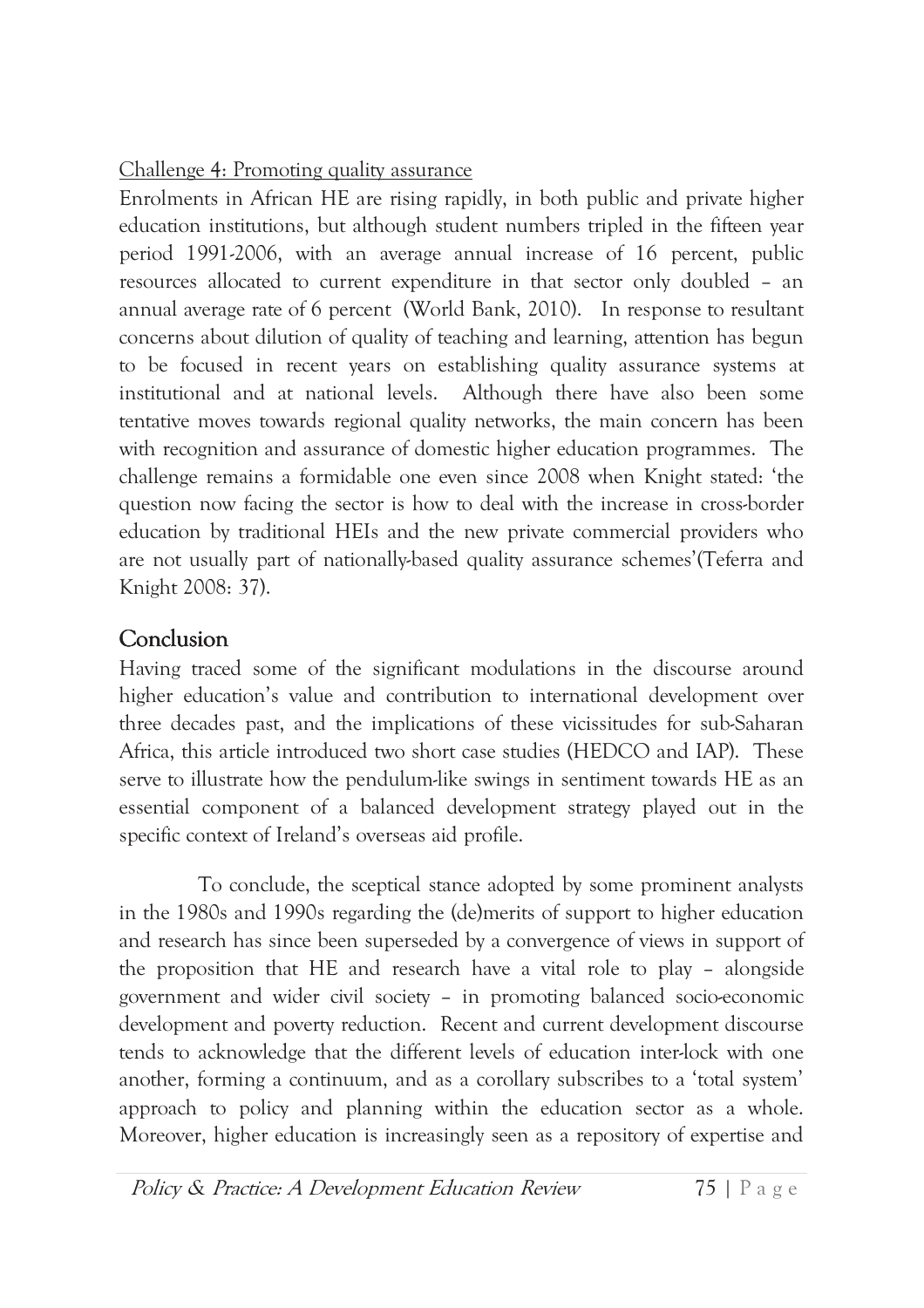Challenge 4: Promoting quality assurance

Enrolments in African HE are rising rapidly, in both public and private higher education institutions, but although student numbers tripled in the fifteen year period 1991-2006, with an average annual increase of 16 percent, public resources allocated to current expenditure in that sector only doubled – an annual average rate of 6 percent (World Bank, 2010). In response to resultant concerns about dilution of quality of teaching and learning, attention has begun to be focused in recent years on establishing quality assurance systems at institutional and at national levels. Although there have also been some tentative moves towards regional quality networks, the main concern has been with recognition and assurance of domestic higher education programmes. The challenge remains a formidable one even since 2008 when Knight stated: 'the question now facing the sector is how to deal with the increase in cross-border education by traditional HEIs and the new private commercial providers who are not usually part of nationally-based quality assurance schemes'(Teferra and Knight 2008: 37).

## Conclusion

Having traced some of the significant modulations in the discourse around higher education's value and contribution to international development over three decades past, and the implications of these vicissitudes for sub-Saharan Africa, this article introduced two short case studies (HEDCO and IAP). These serve to illustrate how the pendulum-like swings in sentiment towards HE as an essential component of a balanced development strategy played out in the specific context of Ireland's overseas aid profile.

To conclude, the sceptical stance adopted by some prominent analysts in the 1980s and 1990s regarding the (de)merits of support to higher education and research has since been superseded by a convergence of views in support of the proposition that HE and research have a vital role to play – alongside government and wider civil society – in promoting balanced socio-economic development and poverty reduction. Recent and current development discourse tends to acknowledge that the different levels of education inter-lock with one another, forming a continuum, and as a corollary subscribes to a 'total system' approach to policy and planning within the education sector as a whole. Moreover, higher education is increasingly seen as a repository of expertise and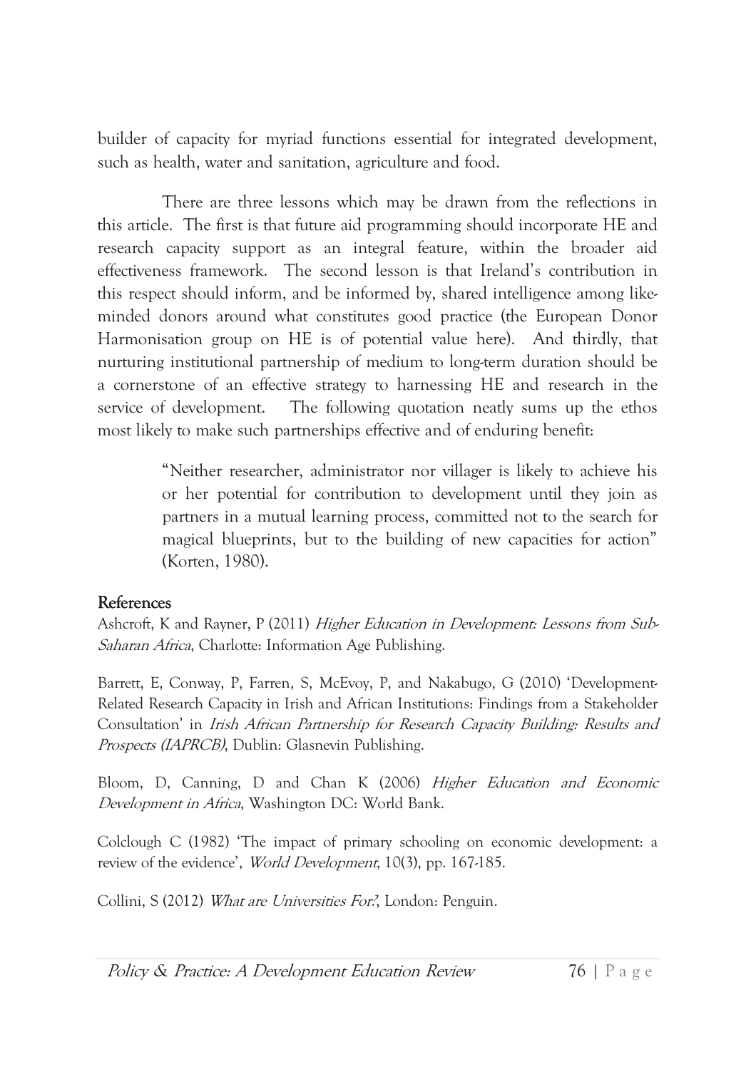builder of capacity for myriad functions essential for integrated development, such as health, water and sanitation, agriculture and food.

There are three lessons which may be drawn from the reflections in this article. The first is that future aid programming should incorporate HE and research capacity support as an integral feature, within the broader aid effectiveness framework. The second lesson is that Ireland's contribution in this respect should inform, and be informed by, shared intelligence among like-minded donors around what constitutes good practice (the European Donor Harmonisation group on HE is of potential value here). And thirdly, that nurturing institutional partnership of medium to long-term duration should be a cornerstone of an effective strategy to harnessing HE and research in the service of development. The following quotation neatly sums up the ethos most likely to make such partnerships effective and of enduring benefit:

> "Neither researcher, administrator nor villager is likely to achieve his or her potential for contribution to development until they join as partners in a mutual learning process, committed not to the search for magical blueprints, but to the building of new capacities for action" (Korten, 1980).

## References

Ashcroft, K and Rayner, P (2011) *Higher Education in Development: Lessons from Sub-Saharan Africa*, Charlotte: Information Age Publishing.

Barrett, E, Conway, P, Farren, S, McEvoy, P, and Nakabugo, G (2010) 'Development-Related Research Capacity in Irish and African Institutions: Findings from a Stakeholder Consultation' in *Irish African Partnership for Research Capacity Building: Results and Prospects (IAPRCB)*, Dublin: Glasnevin Publishing.

Bloom, D, Canning, D and Chan K (2006) *Higher Education and Economic Development in Africa*, Washington DC: World Bank.

Colclough C (1982) 'The impact of primary schooling on economic development: a review of the evidence', *World Development*, 10(3), pp. 167-185.

Collini, S (2012) *What are Universities For?*, London: Penguin.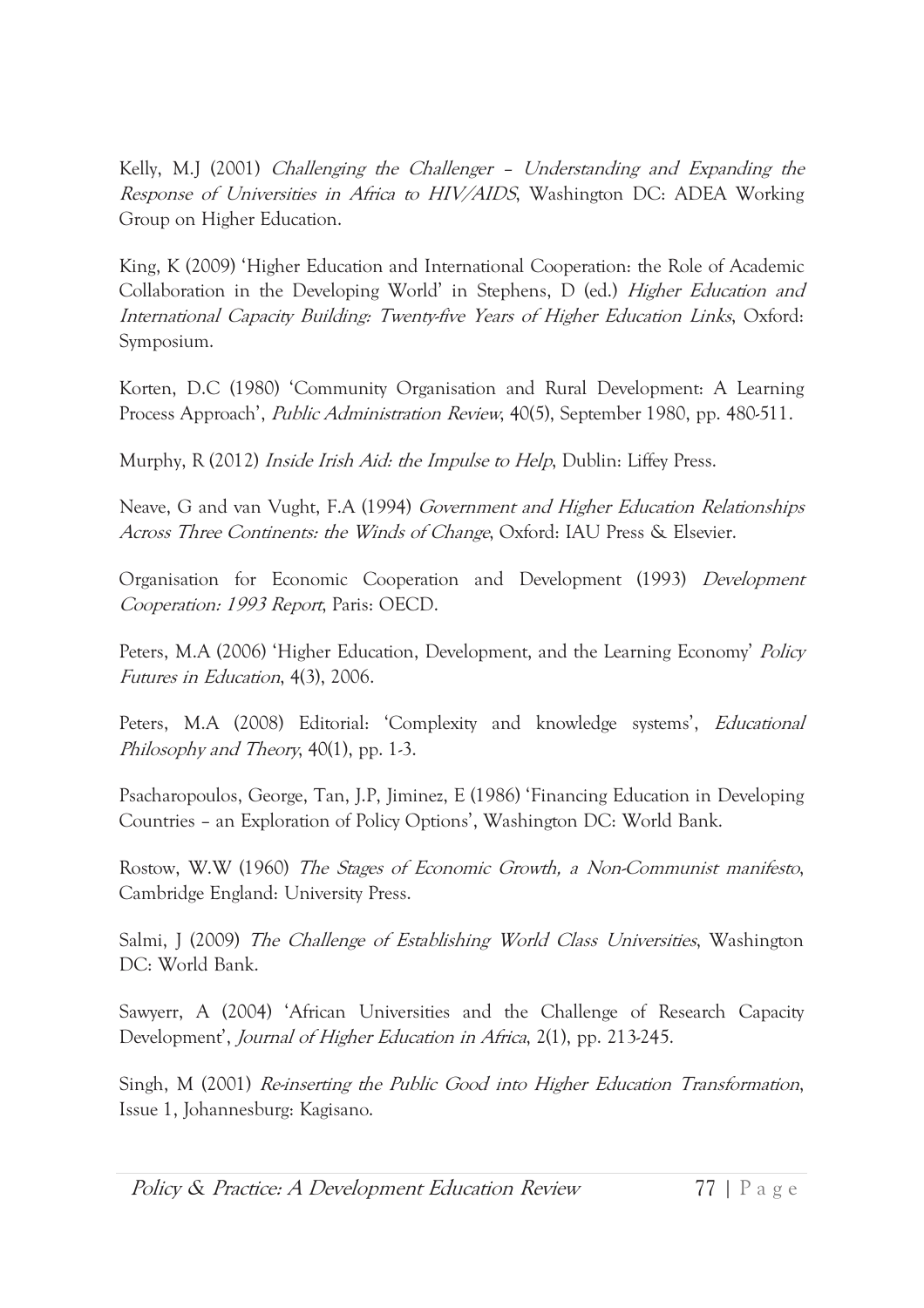Kelly, M.J (2001) *Challenging the Challenger – Understanding and Expanding the Response of Universities in Africa to HIV/AIDS*, Washington DC: ADEA Working Group on Higher Education.

King, K (2009) 'Higher Education and International Cooperation: the Role of Academic Collaboration in the Developing World' in Stephens, D (ed.) *Higher Education and International Capacity Building: Twenty-five Years of Higher Education Links*, Oxford: Symposium.

Korten, D.C (1980) 'Community Organisation and Rural Development: A Learning Process Approach', *Public Administration Review*, 40(5), September 1980, pp. 480-511.

Murphy, R (2012) *Inside Irish Aid: the Impulse to Help*, Dublin: Liffey Press.

Neave, G and van Vught, F.A (1994) *Government and Higher Education Relationships Across Three Continents: the Winds of Change*, Oxford: IAU Press & Elsevier.

Organisation for Economic Cooperation and Development (1993) *Development Cooperation: 1993 Report*, Paris: OECD.

Peters, M.A (2006) 'Higher Education, Development, and the Learning Economy' *Policy Futures in Education*, 4(3), 2006.

Peters, M.A (2008) Editorial: 'Complexity and knowledge systems', *Educational Philosophy and Theory*, 40(1), pp. 1-3.

Psacharopoulos, George, Tan, J.P, Jiminez, E (1986) 'Financing Education in Developing Countries – an Exploration of Policy Options', Washington DC: World Bank.

Rostow, W.W (1960) *The Stages of Economic Growth, a Non-Communist manifesto*, Cambridge England: University Press.

Salmi, J (2009) *The Challenge of Establishing World Class Universities*, Washington DC: World Bank.

Sawyerr, A (2004) 'African Universities and the Challenge of Research Capacity Development', *Journal of Higher Education in Africa*, 2(1), pp. 213-245.

Singh, M (2001) *Re-inserting the Public Good into Higher Education Transformation*, Issue 1, Johannesburg: Kagisano.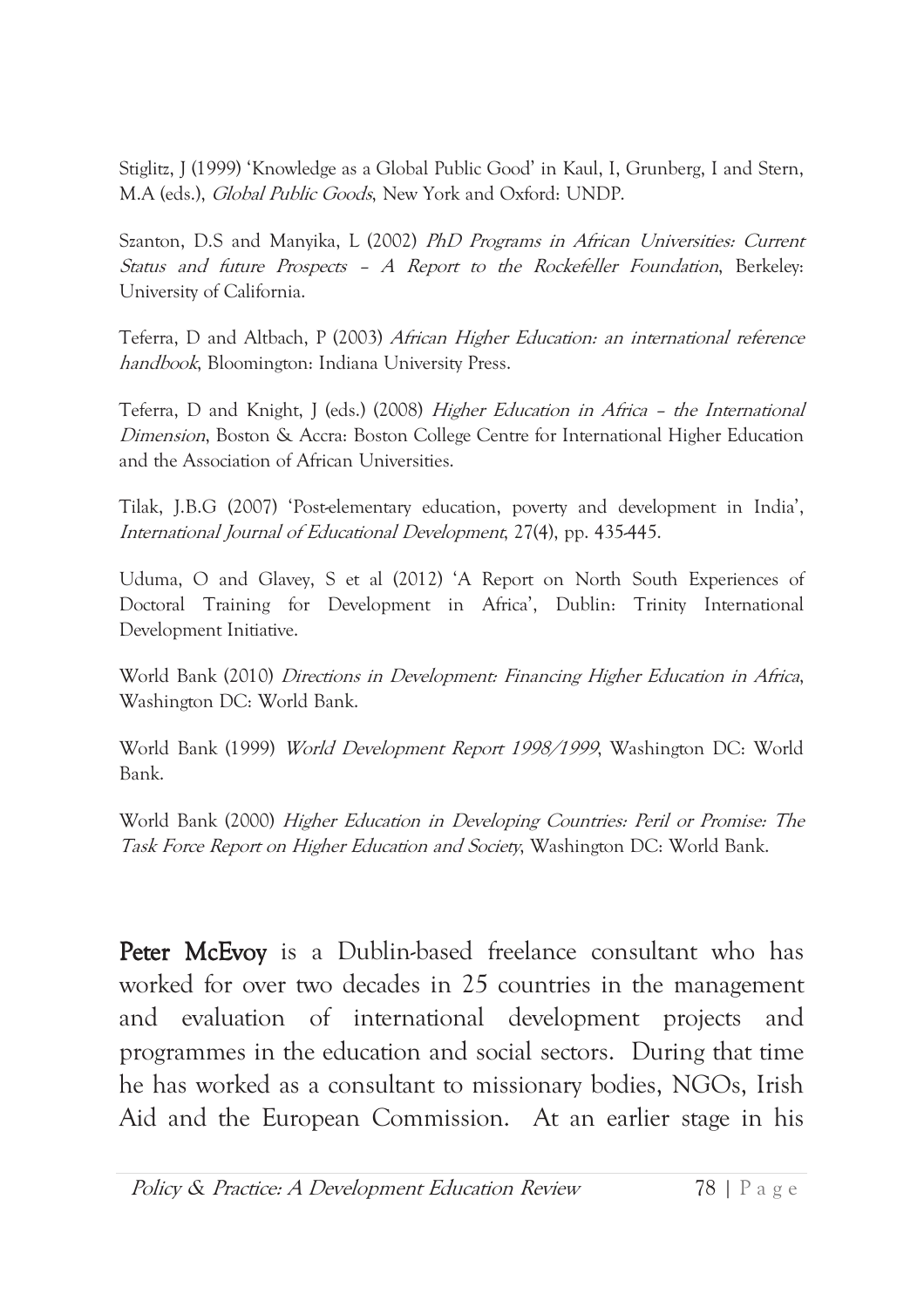Stiglitz, J (1999) 'Knowledge as a Global Public Good' in Kaul, I, Grunberg, I and Stern, M.A (eds.), *Global Public Goods*, New York and Oxford: UNDP.

Szanton, D.S and Manyika, L (2002) *PhD Programs in African Universities: Current Status and future Prospects – A Report to the Rockefeller Foundation*, Berkeley: University of California.

Teferra, D and Altbach, P (2003) *African Higher Education: an international reference handbook*, Bloomington: Indiana University Press.

Teferra, D and Knight, J (eds.) (2008) *Higher Education in Africa – the International Dimension*, Boston & Accra: Boston College Centre for International Higher Education and the Association of African Universities.

Tilak, J.B.G (2007) 'Post-elementary education, poverty and development in India', *International Journal of Educational Development*, 27(4), pp. 435-445.

Uduma, O and Glavey, S et al (2012) 'A Report on North South Experiences of Doctoral Training for Development in Africa', Dublin: Trinity International Development Initiative.

World Bank (2010) *Directions in Development: Financing Higher Education in Africa*, Washington DC: World Bank.

World Bank (1999) *World Development Report 1998/1999*, Washington DC: World Bank.

World Bank (2000) *Higher Education in Developing Countries: Peril or Promise: The Task Force Report on Higher Education and Society*, Washington DC: World Bank.

**Peter McEvoy** is a Dublin-based freelance consultant who has worked for over two decades in 25 countries in the management and evaluation of international development projects and programmes in the education and social sectors. During that time he has worked as a consultant to missionary bodies, NGOs, Irish Aid and the European Commission. At an earlier stage in his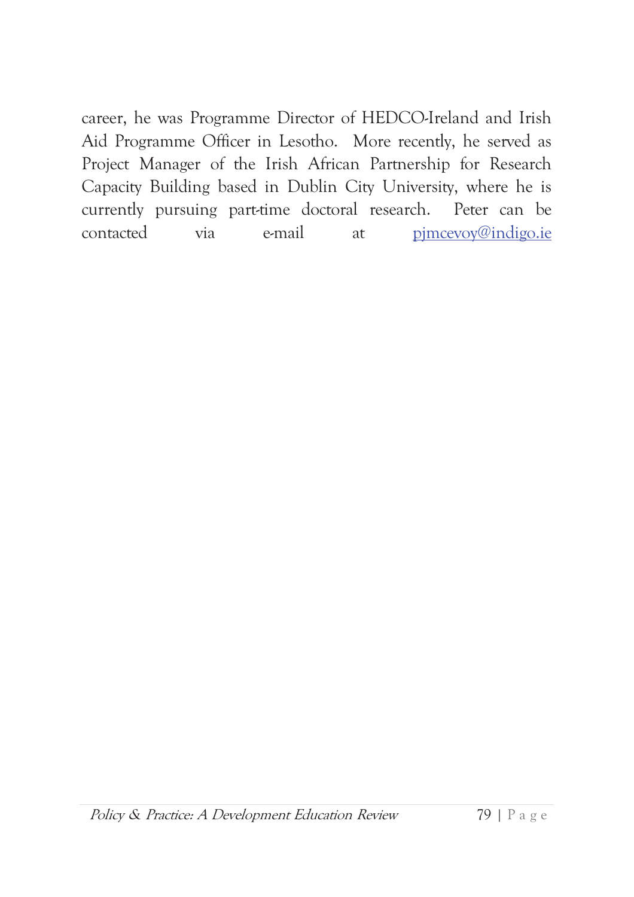career, he was Programme Director of HEDCO-Ireland and Irish Aid Programme Officer in Lesotho. More recently, he served as Project Manager of the Irish African Partnership for Research Capacity Building based in Dublin City University, where he is currently pursuing part-time doctoral research. Peter can be contacted via e-mail at pjmcevoy@indigo.ie